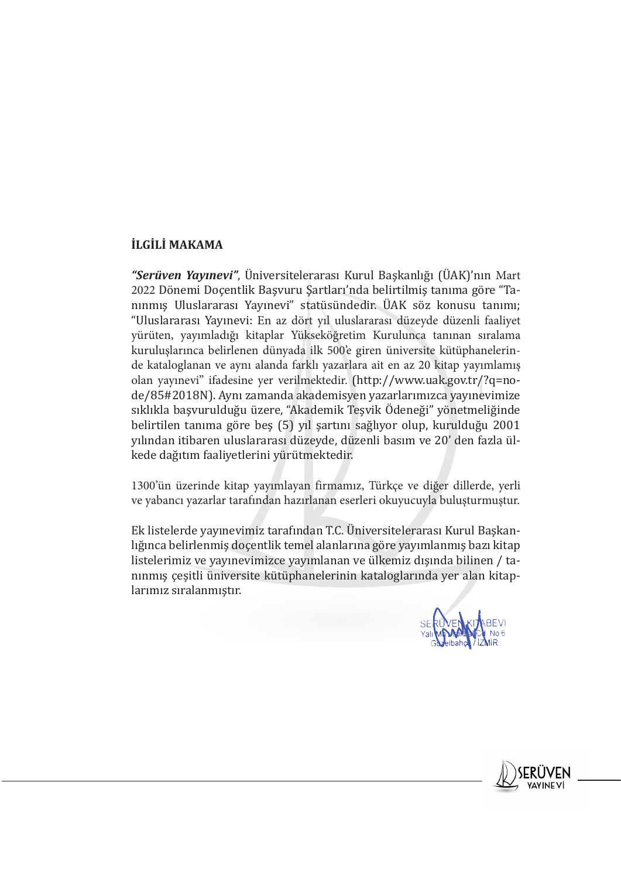**İLGİLİ MAKAMA**

***"Serüven Yayınevi"***, Üniversitelerarası Kurul Başkanlığı (ÜAK)'nın Mart 2022 Dönemi Doçentlik Başvuru Şartları'nda belirtilmiş tanıma göre "Tanınmış Uluslararası Yayınevi" statüsündedir. ÜAK söz konusu tanımı; "Uluslararası Yayınevi: En az dört yıl uluslararası düzeyde düzenli faaliyet yürüten, yayımladığı kitaplar Yükseköğretim Kurulunca tanınan sıralama kuruluşlarınca belirlenen dünyada ilk 500'e giren üniversite kütüphanelerinde kataloglanan ve aynı alanda farklı yazarlara ait en az 20 kitap yayımlamış olan yayınevi" ifadesine yer verilmektedir. (http://www.uak.gov.tr/?q=node/85#2018N). Aynı zamanda akademisyen yazarlarımızca yayınevimize sıklıkla başvurulduğu üzere, "Akademik Teşvik Ödeneği" yönetmeliğinde belirtilen tanıma göre beş (5) yıl şartını sağlıyor olup, kurulduğu 2001 yılından itibaren uluslararası düzeyde, düzenli basım ve 20' den fazla ülkede dağıtım faaliyetlerini yürütmektedir.

1300'ün üzerinde kitap yayımlayan firmamız, Türkçe ve diğer dillerde, yerli ve yabancı yazarlar tarafından hazırlanan eserleri okuyucuyla buluşturmuştur.

Ek listelerde yayınevimiz tarafından T.C. Üniversitelerarası Kurul Başkanlığınca belirlenmiş doçentlik temel alanlarına göre yayımlanmış bazı kitap listelerimiz ve yayınevimizce yayımlanan ve ülkemiz dışında bilinen / tanınmış çeşitli üniversite kütüphanelerinin kataloglarında yer alan kitaplarımız sıralanmıştır.

SERÜVEN KİTABEVİ
Yalı Mh. ... Cd. No 6
Güzelbahçe / İZMİR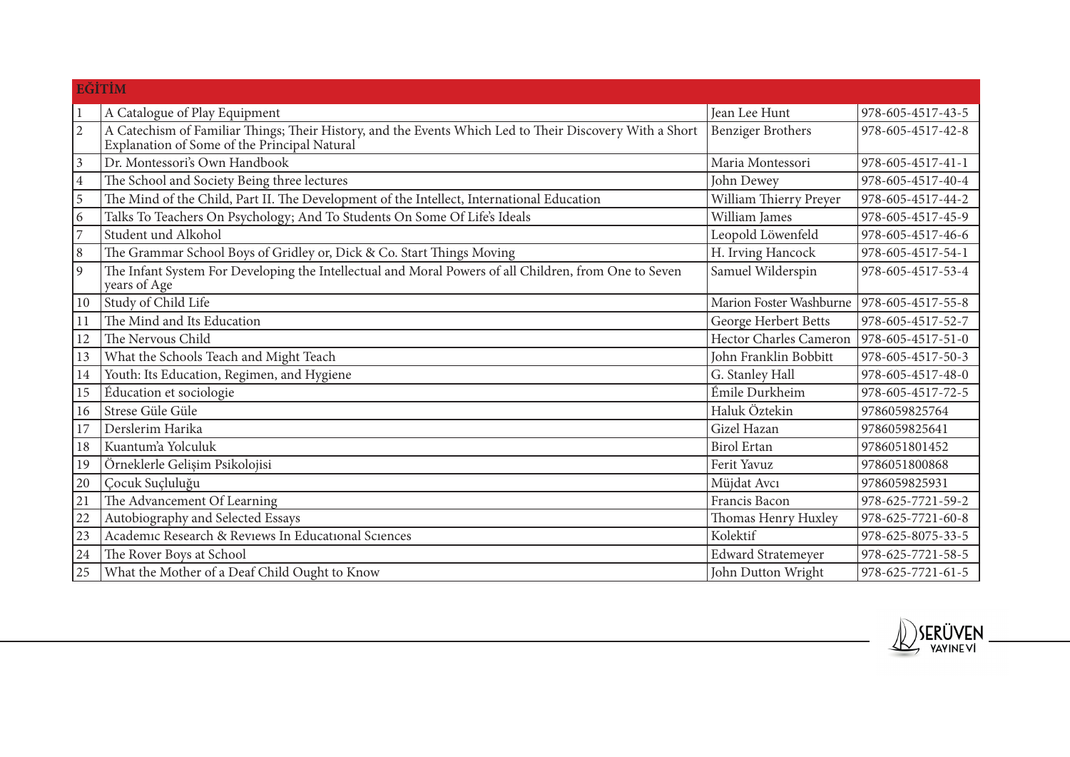| EĞİTİM | | | |
|---|---|---|---|
| 1 | A Catalogue of Play Equipment | Jean Lee Hunt | 978-605-4517-43-5 |
| 2 | A Catechism of Familiar Things; Their History, and the Events Which Led to Their Discovery With a Short Explanation of Some of the Principal Natural | Benziger Brothers | 978-605-4517-42-8 |
| 3 | Dr. Montessori's Own Handbook | Maria Montessori | 978-605-4517-41-1 |
| 4 | The School and Society Being three lectures | John Dewey | 978-605-4517-40-4 |
| 5 | The Mind of the Child, Part II. The Development of the Intellect, International Education | William Thierry Preyer | 978-605-4517-44-2 |
| 6 | Talks To Teachers On Psychology; And To Students On Some Of Life's Ideals | William James | 978-605-4517-45-9 |
| 7 | Student und Alkohol | Leopold Löwenfeld | 978-605-4517-46-6 |
| 8 | The Grammar School Boys of Gridley or, Dick & Co. Start Things Moving | H. Irving Hancock | 978-605-4517-54-1 |
| 9 | The Infant System For Developing the Intellectual and Moral Powers of all Children, from One to Seven years of Age | Samuel Wilderspin | 978-605-4517-53-4 |
| 10 | Study of Child Life | Marion Foster Washburne | 978-605-4517-55-8 |
| 11 | The Mind and Its Education | George Herbert Betts | 978-605-4517-52-7 |
| 12 | The Nervous Child | Hector Charles Cameron | 978-605-4517-51-0 |
| 13 | What the Schools Teach and Might Teach | John Franklin Bobbitt | 978-605-4517-50-3 |
| 14 | Youth: Its Education, Regimen, and Hygiene | G. Stanley Hall | 978-605-4517-48-0 |
| 15 | Éducation et sociologie | Émile Durkheim | 978-605-4517-72-5 |
| 16 | Strese Güle Güle | Haluk Öztekin | 9786059825764 |
| 17 | Derslerim Harika | Gizel Hazan | 9786059825641 |
| 18 | Kuantum'a Yolculuk | Birol Ertan | 9786051801452 |
| 19 | Örneklerle Gelişim Psikolojisi | Ferit Yavuz | 9786051800868 |
| 20 | Çocuk Suçluluğu | Müjdat Avcı | 9786059825931 |
| 21 | The Advancement Of Learning | Francis Bacon | 978-625-7721-59-2 |
| 22 | Autobiography and Selected Essays | Thomas Henry Huxley | 978-625-7721-60-8 |
| 23 | Academıc Research & Revıews In Educatıonal Scıences | Kolektif | 978-625-8075-33-5 |
| 24 | The Rover Boys at School | Edward Stratemeyer | 978-625-7721-58-5 |
| 25 | What the Mother of a Deaf Child Ought to Know | John Dutton Wright | 978-625-7721-61-5 |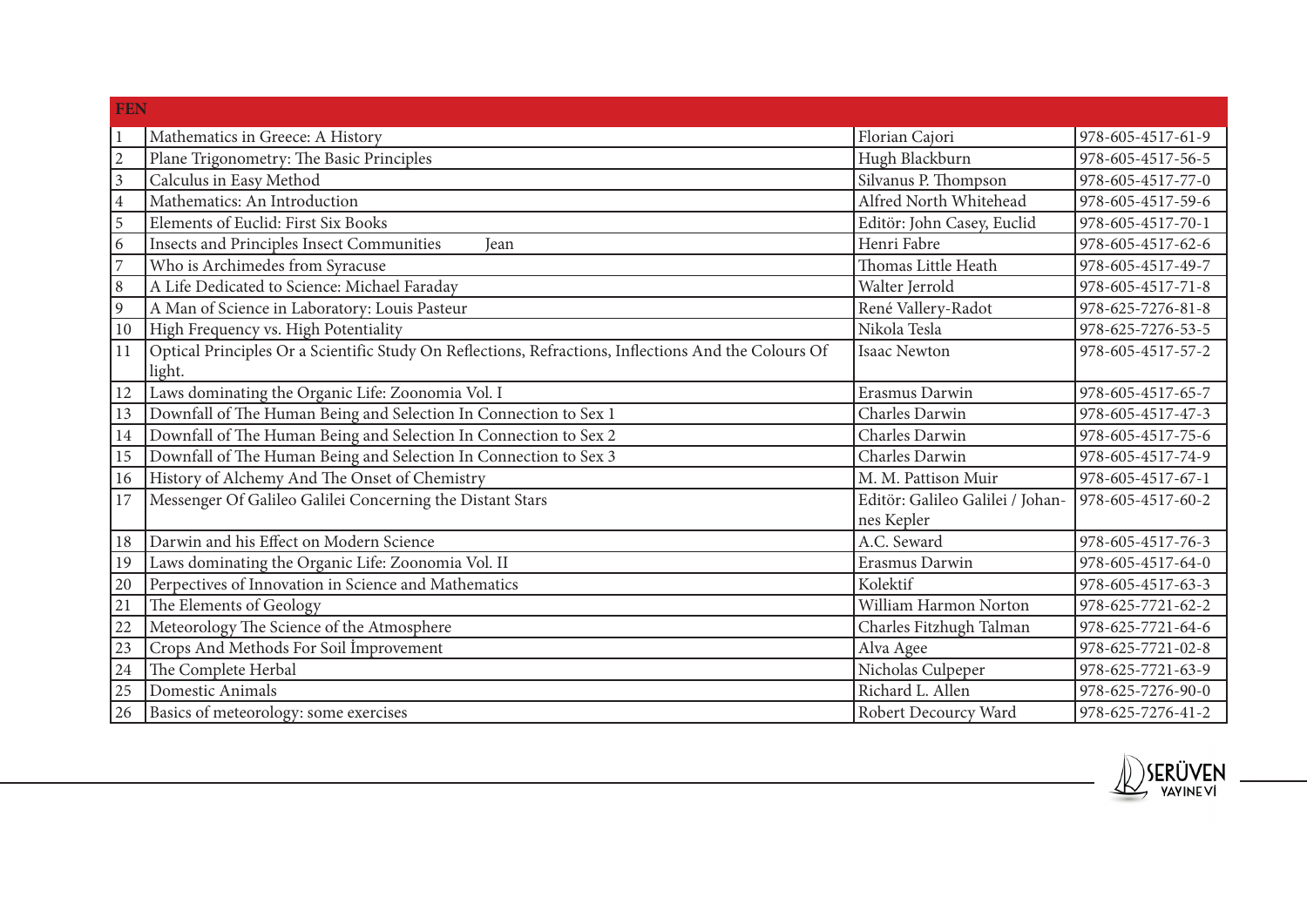| FEN | | | |
|---|---|---|---|
| 1 | Mathematics in Greece: A History | Florian Cajori | 978-605-4517-61-9 |
| 2 | Plane Trigonometry: The Basic Principles | Hugh Blackburn | 978-605-4517-56-5 |
| 3 | Calculus in Easy Method | Silvanus P. Thompson | 978-605-4517-77-0 |
| 4 | Mathematics: An Introduction | Alfred North Whitehead | 978-605-4517-59-6 |
| 5 | Elements of Euclid: First Six Books | Editör: John Casey, Euclid | 978-605-4517-70-1 |
| 6 | Insects and Principles Insect Communities Jean | Henri Fabre | 978-605-4517-62-6 |
| 7 | Who is Archimedes from Syracuse | Thomas Little Heath | 978-605-4517-49-7 |
| 8 | A Life Dedicated to Science: Michael Faraday | Walter Jerrold | 978-605-4517-71-8 |
| 9 | A Man of Science in Laboratory: Louis Pasteur | René Vallery-Radot | 978-625-7276-81-8 |
| 10 | High Frequency vs. High Potentiality | Nikola Tesla | 978-625-7276-53-5 |
| 11 | Optical Principles Or a Scientific Study On Reflections, Refractions, Inflections And the Colours Of light. | Isaac Newton | 978-605-4517-57-2 |
| 12 | Laws dominating the Organic Life: Zoonomia Vol. I | Erasmus Darwin | 978-605-4517-65-7 |
| 13 | Downfall of The Human Being and Selection In Connection to Sex 1 | Charles Darwin | 978-605-4517-47-3 |
| 14 | Downfall of The Human Being and Selection In Connection to Sex 2 | Charles Darwin | 978-605-4517-75-6 |
| 15 | Downfall of The Human Being and Selection In Connection to Sex 3 | Charles Darwin | 978-605-4517-74-9 |
| 16 | History of Alchemy And The Onset of Chemistry | M. M. Pattison Muir | 978-605-4517-67-1 |
| 17 | Messenger Of Galileo Galilei Concerning the Distant Stars | Editör: Galileo Galilei / Johannes Kepler | 978-605-4517-60-2 |
| 18 | Darwin and his Effect on Modern Science | A.C. Seward | 978-605-4517-76-3 |
| 19 | Laws dominating the Organic Life: Zoonomia Vol. II | Erasmus Darwin | 978-605-4517-64-0 |
| 20 | Perpectives of Innovation in Science and Mathematics | Kolektif | 978-605-4517-63-3 |
| 21 | The Elements of Geology | William Harmon Norton | 978-625-7721-62-2 |
| 22 | Meteorology The Science of the Atmosphere | Charles Fitzhugh Talman | 978-625-7721-64-6 |
| 23 | Crops And Methods For Soil İmprovement | Alva Agee | 978-625-7721-02-8 |
| 24 | The Complete Herbal | Nicholas Culpeper | 978-625-7721-63-9 |
| 25 | Domestic Animals | Richard L. Allen | 978-625-7276-90-0 |
| 26 | Basics of meteorology: some exercises | Robert Decourcy Ward | 978-625-7276-41-2 |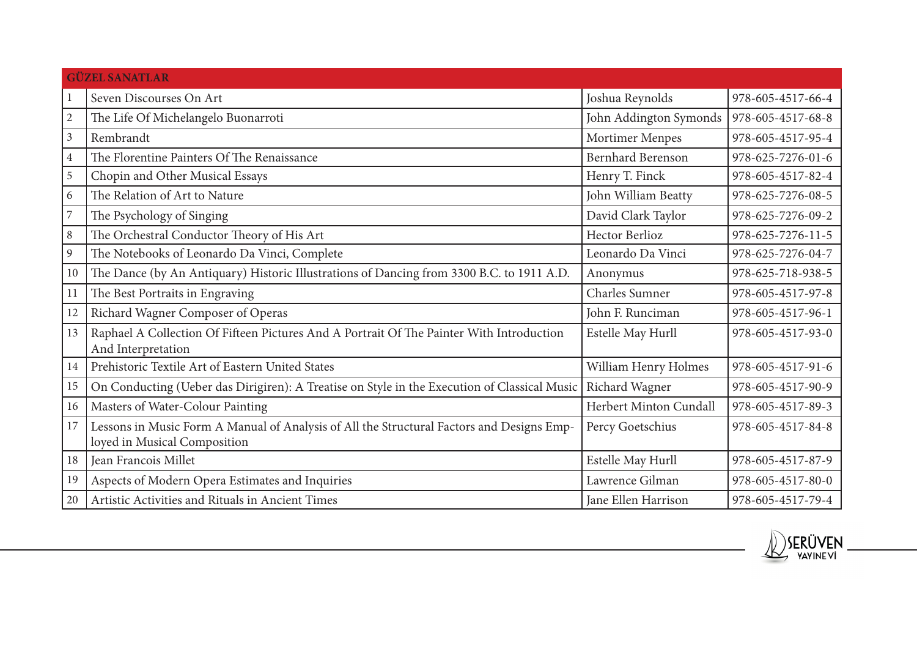| GÜZEL SANATLAR | | | |
|---|---|---|---|
| 1 | Seven Discourses On Art | Joshua Reynolds | 978-605-4517-66-4 |
| 2 | The Life Of Michelangelo Buonarroti | John Addington Symonds | 978-605-4517-68-8 |
| 3 | Rembrandt | Mortimer Menpes | 978-605-4517-95-4 |
| 4 | The Florentine Painters Of The Renaissance | Bernhard Berenson | 978-625-7276-01-6 |
| 5 | Chopin and Other Musical Essays | Henry T. Finck | 978-605-4517-82-4 |
| 6 | The Relation of Art to Nature | John William Beatty | 978-625-7276-08-5 |
| 7 | The Psychology of Singing | David Clark Taylor | 978-625-7276-09-2 |
| 8 | The Orchestral Conductor Theory of His Art | Hector Berlioz | 978-625-7276-11-5 |
| 9 | The Notebooks of Leonardo Da Vinci, Complete | Leonardo Da Vinci | 978-625-7276-04-7 |
| 10 | The Dance (by An Antiquary) Historic Illustrations of Dancing from 3300 B.C. to 1911 A.D. | Anonymus | 978-625-718-938-5 |
| 11 | The Best Portraits in Engraving | Charles Sumner | 978-605-4517-97-8 |
| 12 | Richard Wagner Composer of Operas | John F. Runciman | 978-605-4517-96-1 |
| 13 | Raphael A Collection Of Fifteen Pictures And A Portrait Of The Painter With Introduction And Interpretation | Estelle May Hurll | 978-605-4517-93-0 |
| 14 | Prehistoric Textile Art of Eastern United States | William Henry Holmes | 978-605-4517-91-6 |
| 15 | On Conducting (Ueber das Dirigiren): A Treatise on Style in the Execution of Classical Music | Richard Wagner | 978-605-4517-90-9 |
| 16 | Masters of Water-Colour Painting | Herbert Minton Cundall | 978-605-4517-89-3 |
| 17 | Lessons in Music Form A Manual of Analysis of All the Structural Factors and Designs Employed in Musical Composition | Percy Goetschius | 978-605-4517-84-8 |
| 18 | Jean Francois Millet | Estelle May Hurll | 978-605-4517-87-9 |
| 19 | Aspects of Modern Opera Estimates and Inquiries | Lawrence Gilman | 978-605-4517-80-0 |
| 20 | Artistic Activities and Rituals in Ancient Times | Jane Ellen Harrison | 978-605-4517-79-4 |

SERÜVEN YAYINEVİ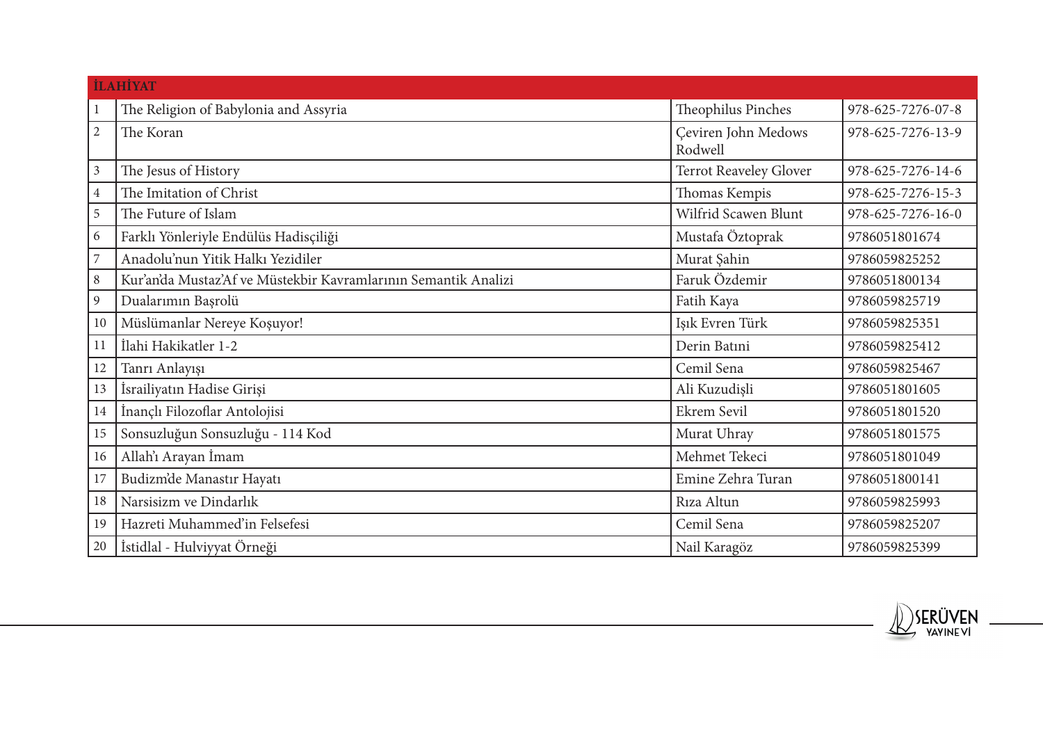| İLAHİYAT | | | |
|---|---|---|---|
| 1 | The Religion of Babylonia and Assyria | Theophilus Pinches | 978-625-7276-07-8 |
| 2 | The Koran | Çeviren John Medows Rodwell | 978-625-7276-13-9 |
| 3 | The Jesus of History | Terrot Reaveley Glover | 978-625-7276-14-6 |
| 4 | The Imitation of Christ | Thomas Kempis | 978-625-7276-15-3 |
| 5 | The Future of Islam | Wilfrid Scawen Blunt | 978-625-7276-16-0 |
| 6 | Farklı Yönleriyle Endülüs Hadisçiliği | Mustafa Öztoprak | 9786051801674 |
| 7 | Anadolu'nun Yitik Halkı Yezidiler | Murat Şahin | 9786059825252 |
| 8 | Kur'an'da Mustaz'Af ve Müstekbir Kavramlarının Semantik Analizi | Faruk Özdemir | 9786051800134 |
| 9 | Dualarımın Başrolü | Fatih Kaya | 9786059825719 |
| 10 | Müslümanlar Nereye Koşuyor! | Işık Evren Türk | 9786059825351 |
| 11 | İlahi Hakikatler 1-2 | Derin Batıni | 9786059825412 |
| 12 | Tanrı Anlayışı | Cemil Sena | 9786059825467 |
| 13 | İsrailiyatın Hadise Girişi | Ali Kuzudişli | 9786051801605 |
| 14 | İnançlı Filozoflar Antolojisi | Ekrem Sevil | 9786051801520 |
| 15 | Sonsuzluğun Sonsuzluğu - 114 Kod | Murat Uhray | 9786051801575 |
| 16 | Allah'ı Arayan İmam | Mehmet Tekeci | 9786051801049 |
| 17 | Budizm'de Manastır Hayatı | Emine Zehra Turan | 9786051800141 |
| 18 | Narsisizm ve Dindarlık | Rıza Altun | 9786059825993 |
| 19 | Hazreti Muhammed'in Felsefesi | Cemil Sena | 9786059825207 |
| 20 | İstidlal - Hulviyyat Örneği | Nail Karagöz | 9786059825399 |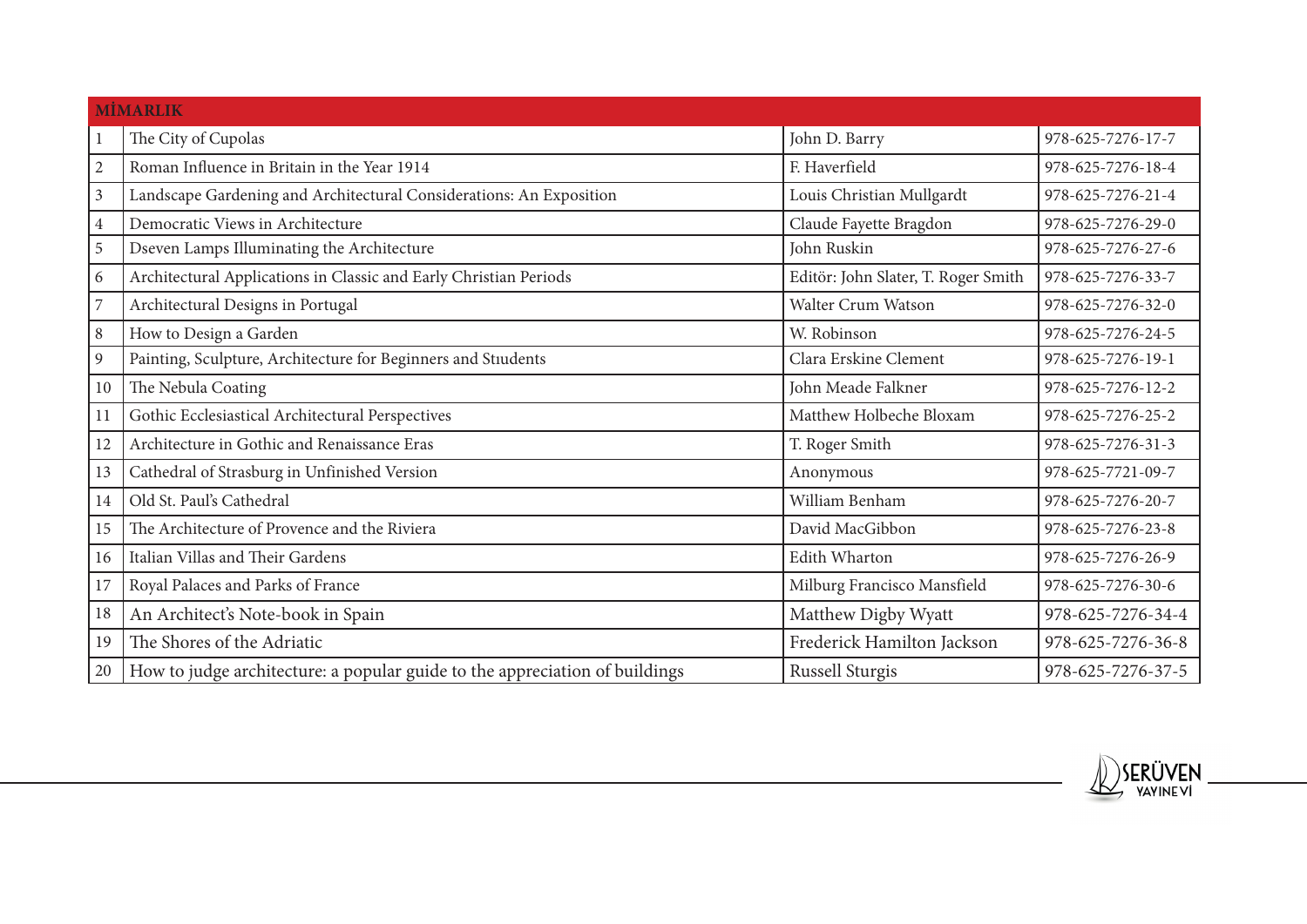| MİMARLIK | | | |
|---|---|---|---|
| 1 | The City of Cupolas | John D. Barry | 978-625-7276-17-7 |
| 2 | Roman Influence in Britain in the Year 1914 | F. Haverfield | 978-625-7276-18-4 |
| 3 | Landscape Gardening and Architectural Considerations: An Exposition | Louis Christian Mullgardt | 978-625-7276-21-4 |
| 4 | Democratic Views in Architecture | Claude Fayette Bragdon | 978-625-7276-29-0 |
| 5 | Dseven Lamps Illuminating the Architecture | John Ruskin | 978-625-7276-27-6 |
| 6 | Architectural Applications in Classic and Early Christian Periods | Editör: John Slater, T. Roger Smith | 978-625-7276-33-7 |
| 7 | Architectural Designs in Portugal | Walter Crum Watson | 978-625-7276-32-0 |
| 8 | How to Design a Garden | W. Robinson | 978-625-7276-24-5 |
| 9 | Painting, Sculpture, Architecture for Beginners and Stıudents | Clara Erskine Clement | 978-625-7276-19-1 |
| 10 | The Nebula Coating | John Meade Falkner | 978-625-7276-12-2 |
| 11 | Gothic Ecclesiastical Architectural Perspectives | Matthew Holbeche Bloxam | 978-625-7276-25-2 |
| 12 | Architecture in Gothic and Renaissance Eras | T. Roger Smith | 978-625-7276-31-3 |
| 13 | Cathedral of Strasburg in Unfinished Version | Anonymous | 978-625-7721-09-7 |
| 14 | Old St. Paul's Cathedral | William Benham | 978-625-7276-20-7 |
| 15 | The Architecture of Provence and the Riviera | David MacGibbon | 978-625-7276-23-8 |
| 16 | Italian Villas and Their Gardens | Edith Wharton | 978-625-7276-26-9 |
| 17 | Royal Palaces and Parks of France | Milburg Francisco Mansfield | 978-625-7276-30-6 |
| 18 | An Architect's Note-book in Spain | Matthew Digby Wyatt | 978-625-7276-34-4 |
| 19 | The Shores of the Adriatic | Frederick Hamilton Jackson | 978-625-7276-36-8 |
| 20 | How to judge architecture: a popular guide to the appreciation of buildings | Russell Sturgis | 978-625-7276-37-5 |

SERÜVEN YAYINEVİ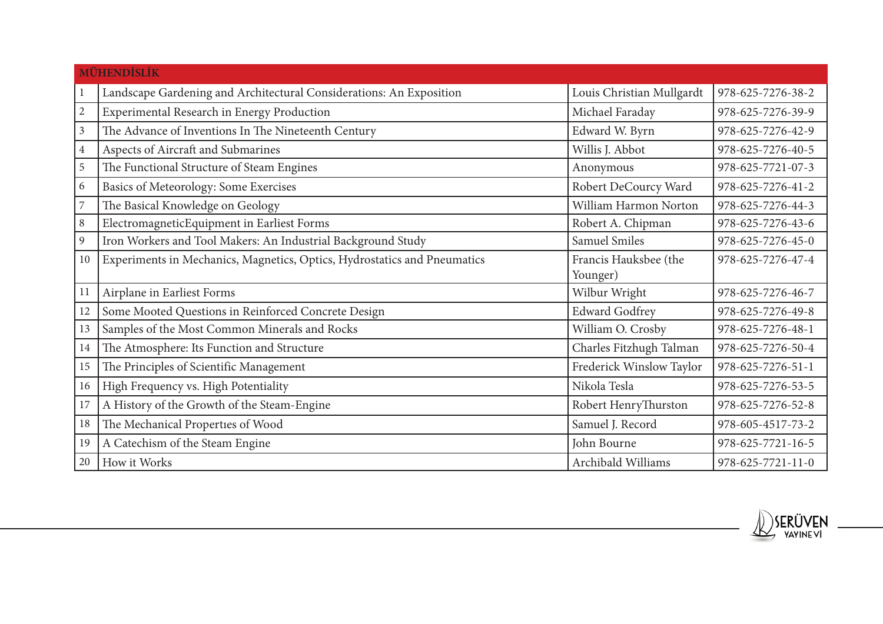| MÜHENDİSLİK | | | |
|---|---|---|---|
| 1 | Landscape Gardening and Architectural Considerations: An Exposition | Louis Christian Mullgardt | 978-625-7276-38-2 |
| 2 | Experimental Research in Energy Production | Michael Faraday | 978-625-7276-39-9 |
| 3 | The Advance of Inventions In The Nineteenth Century | Edward W. Byrn | 978-625-7276-42-9 |
| 4 | Aspects of Aircraft and Submarines | Willis J. Abbot | 978-625-7276-40-5 |
| 5 | The Functional Structure of Steam Engines | Anonymous | 978-625-7721-07-3 |
| 6 | Basics of Meteorology: Some Exercises | Robert DeCourcy Ward | 978-625-7276-41-2 |
| 7 | The Basical Knowledge on Geology | William Harmon Norton | 978-625-7276-44-3 |
| 8 | ElectromagneticEquipment in Earliest Forms | Robert A. Chipman | 978-625-7276-43-6 |
| 9 | Iron Workers and Tool Makers: An Industrial Background Study | Samuel Smiles | 978-625-7276-45-0 |
| 10 | Experiments in Mechanics, Magnetics, Optics, Hydrostatics and Pneumatics | Francis Hauksbee (the Younger) | 978-625-7276-47-4 |
| 11 | Airplane in Earliest Forms | Wilbur Wright | 978-625-7276-46-7 |
| 12 | Some Mooted Questions in Reinforced Concrete Design | Edward Godfrey | 978-625-7276-49-8 |
| 13 | Samples of the Most Common Minerals and Rocks | William O. Crosby | 978-625-7276-48-1 |
| 14 | The Atmosphere: Its Function and Structure | Charles Fitzhugh Talman | 978-625-7276-50-4 |
| 15 | The Principles of Scientific Management | Frederick Winslow Taylor | 978-625-7276-51-1 |
| 16 | High Frequency vs. High Potentiality | Nikola Tesla | 978-625-7276-53-5 |
| 17 | A History of the Growth of the Steam-Engine | Robert HenryThurston | 978-625-7276-52-8 |
| 18 | The Mechanical Propertıes of Wood | Samuel J. Record | 978-605-4517-73-2 |
| 19 | A Catechism of the Steam Engine | John Bourne | 978-625-7721-16-5 |
| 20 | How it Works | Archibald Williams | 978-625-7721-11-0 |

SERÜVEN YAYINEVİ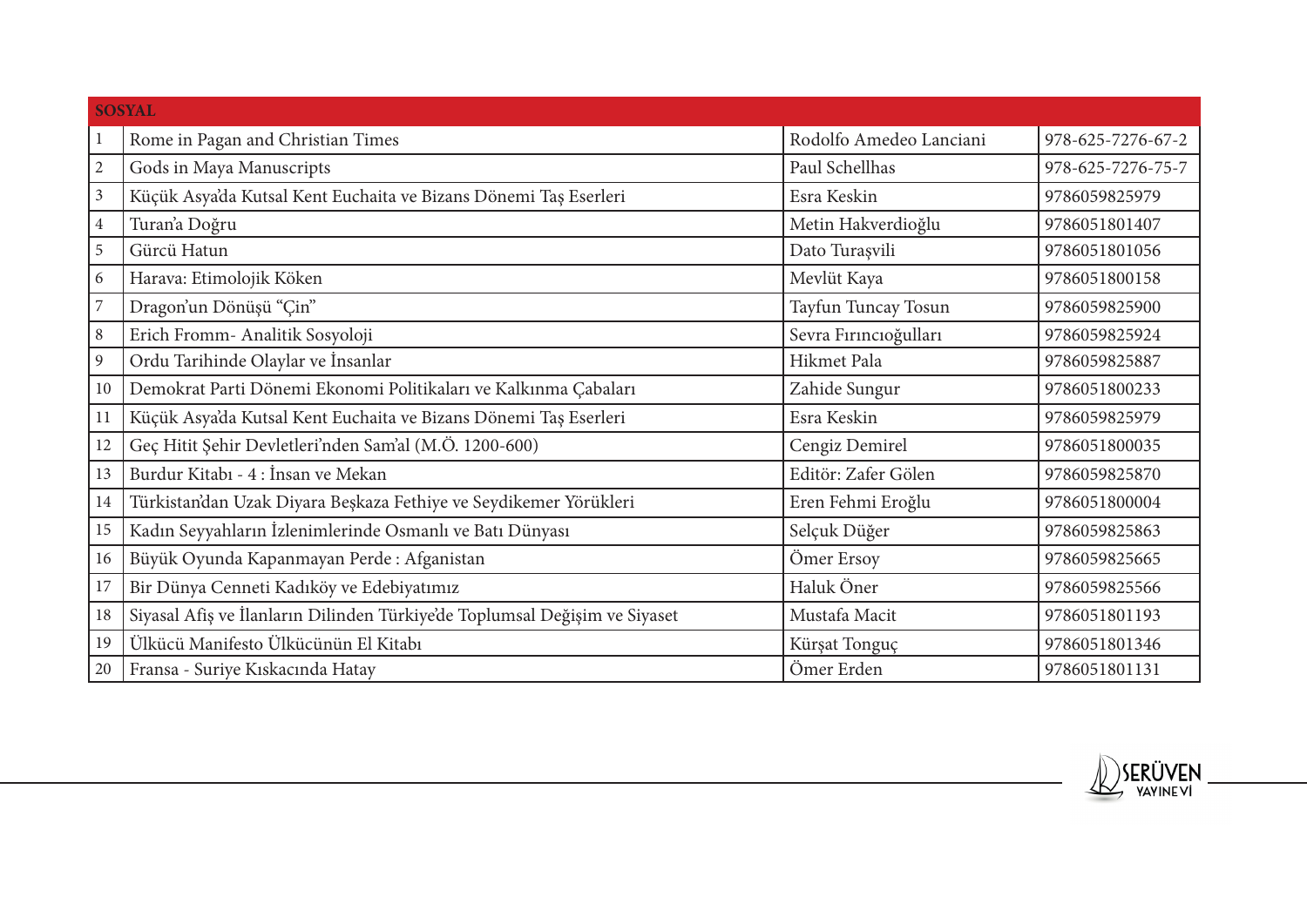| SOSYAL | | | |
|---|---|---|---|
| 1 | Rome in Pagan and Christian Times | Rodolfo Amedeo Lanciani | 978-625-7276-67-2 |
| 2 | Gods in Maya Manuscripts | Paul Schellhas | 978-625-7276-75-7 |
| 3 | Küçük Asya'da Kutsal Kent Euchaita ve Bizans Dönemi Taş Eserleri | Esra Keskin | 9786059825979 |
| 4 | Turan'a Doğru | Metin Hakverdioğlu | 9786051801407 |
| 5 | Gürcü Hatun | Dato Turaşvili | 9786051801056 |
| 6 | Harava: Etimolojik Köken | Mevlüt Kaya | 9786051800158 |
| 7 | Dragon'un Dönüşü "Çin" | Tayfun Tuncay Tosun | 9786059825900 |
| 8 | Erich Fromm- Analitik Sosyoloji | Sevra Fırıncıoğulları | 9786059825924 |
| 9 | Ordu Tarihinde Olaylar ve İnsanlar | Hikmet Pala | 9786059825887 |
| 10 | Demokrat Parti Dönemi Ekonomi Politikaları ve Kalkınma Çabaları | Zahide Sungur | 9786051800233 |
| 11 | Küçük Asya'da Kutsal Kent Euchaita ve Bizans Dönemi Taş Eserleri | Esra Keskin | 9786059825979 |
| 12 | Geç Hitit Şehir Devletleri'nden Sam'al (M.Ö. 1200-600) | Cengiz Demirel | 9786051800035 |
| 13 | Burdur Kitabı - 4 : İnsan ve Mekan | Editör: Zafer Gölen | 9786059825870 |
| 14 | Türkistan'dan Uzak Diyara Beşkaza Fethiye ve Seydikemer Yörükleri | Eren Fehmi Eroğlu | 9786051800004 |
| 15 | Kadın Seyyahların İzlenimlerinde Osmanlı ve Batı Dünyası | Selçuk Düğer | 9786059825863 |
| 16 | Büyük Oyunda Kapanmayan Perde : Afganistan | Ömer Ersoy | 9786059825665 |
| 17 | Bir Dünya Cenneti Kadıköy ve Edebiyatımız | Haluk Öner | 9786059825566 |
| 18 | Siyasal Afiş ve İlanların Dilinden Türkiye'de Toplumsal Değişim ve Siyaset | Mustafa Macit | 9786051801193 |
| 19 | Ülkücü Manifesto Ülkücünün El Kitabı | Kürşat Tonguç | 9786051801346 |
| 20 | Fransa - Suriye Kıskacında Hatay | Ömer Erden | 9786051801131 |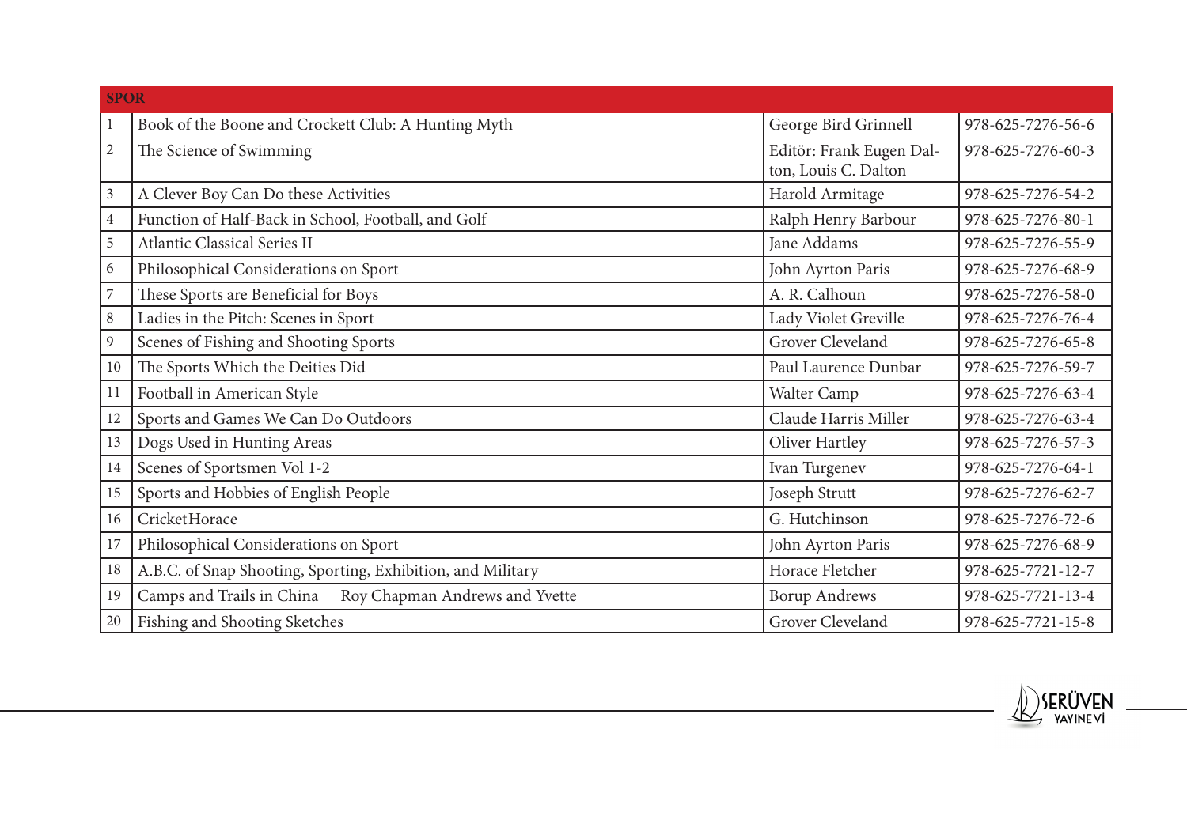| SPOR | | | |
|---|---|---|---|
| 1 | Book of the Boone and Crockett Club: A Hunting Myth | George Bird Grinnell | 978-625-7276-56-6 |
| 2 | The Science of Swimming | Editör: Frank Eugen Dalton, Louis C. Dalton | 978-625-7276-60-3 |
| 3 | A Clever Boy Can Do these Activities | Harold Armitage | 978-625-7276-54-2 |
| 4 | Function of Half-Back in School, Football, and Golf | Ralph Henry Barbour | 978-625-7276-80-1 |
| 5 | Atlantic Classical Series II | Jane Addams | 978-625-7276-55-9 |
| 6 | Philosophical Considerations on Sport | John Ayrton Paris | 978-625-7276-68-9 |
| 7 | These Sports are Beneficial for Boys | A. R. Calhoun | 978-625-7276-58-0 |
| 8 | Ladies in the Pitch: Scenes in Sport | Lady Violet Greville | 978-625-7276-76-4 |
| 9 | Scenes of Fishing and Shooting Sports | Grover Cleveland | 978-625-7276-65-8 |
| 10 | The Sports Which the Deities Did | Paul Laurence Dunbar | 978-625-7276-59-7 |
| 11 | Football in American Style | Walter Camp | 978-625-7276-63-4 |
| 12 | Sports and Games We Can Do Outdoors | Claude Harris Miller | 978-625-7276-63-4 |
| 13 | Dogs Used in Hunting Areas | Oliver Hartley | 978-625-7276-57-3 |
| 14 | Scenes of Sportsmen Vol 1-2 | Ivan Turgenev | 978-625-7276-64-1 |
| 15 | Sports and Hobbies of English People | Joseph Strutt | 978-625-7276-62-7 |
| 16 | CricketHorace | G. Hutchinson | 978-625-7276-72-6 |
| 17 | Philosophical Considerations on Sport | John Ayrton Paris | 978-625-7276-68-9 |
| 18 | A.B.C. of Snap Shooting, Sporting, Exhibition, and Military | Horace Fletcher | 978-625-7721-12-7 |
| 19 | Camps and Trails in China Roy Chapman Andrews and Yvette | Borup Andrews | 978-625-7721-13-4 |
| 20 | Fishing and Shooting Sketches | Grover Cleveland | 978-625-7721-15-8 |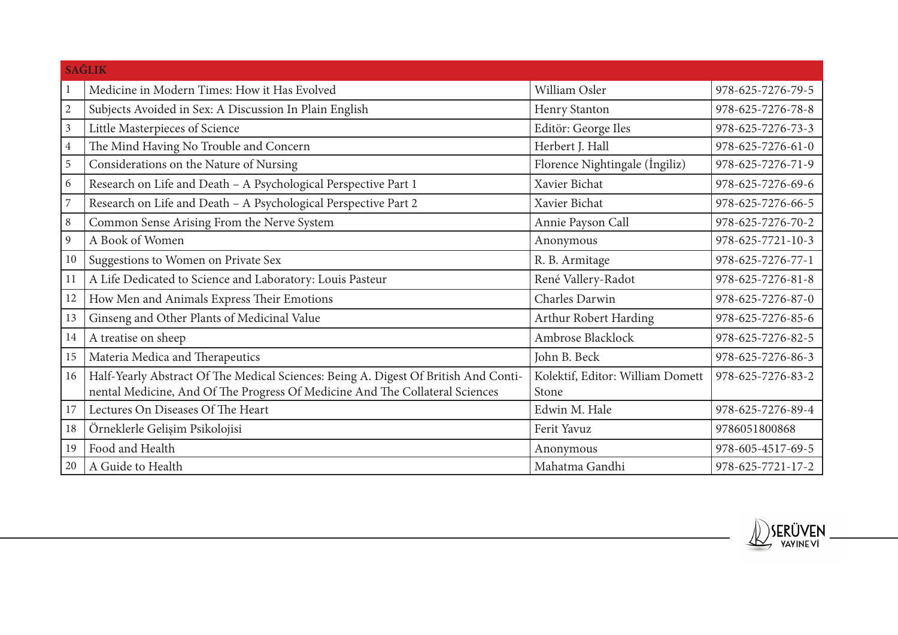| SAĞLIK | | | |
|---|---|---|---|
| 1 | Medicine in Modern Times: How it Has Evolved | William Osler | 978-625-7276-79-5 |
| 2 | Subjects Avoided in Sex: A Discussion In Plain English | Henry Stanton | 978-625-7276-78-8 |
| 3 | Little Masterpieces of Science | Editör: George Iles | 978-625-7276-73-3 |
| 4 | The Mind Having No Trouble and Concern | Herbert J. Hall | 978-625-7276-61-0 |
| 5 | Considerations on the Nature of Nursing | Florence Nightingale (İngiliz) | 978-625-7276-71-9 |
| 6 | Research on Life and Death – A Psychological Perspective Part 1 | Xavier Bichat | 978-625-7276-69-6 |
| 7 | Research on Life and Death – A Psychological Perspective Part 2 | Xavier Bichat | 978-625-7276-66-5 |
| 8 | Common Sense Arising From the Nerve System | Annie Payson Call | 978-625-7276-70-2 |
| 9 | A Book of Women | Anonymous | 978-625-7721-10-3 |
| 10 | Suggestions to Women on Private Sex | R. B. Armitage | 978-625-7276-77-1 |
| 11 | A Life Dedicated to Science and Laboratory: Louis Pasteur | René Vallery-Radot | 978-625-7276-81-8 |
| 12 | How Men and Animals Express Their Emotions | Charles Darwin | 978-625-7276-87-0 |
| 13 | Ginseng and Other Plants of Medicinal Value | Arthur Robert Harding | 978-625-7276-85-6 |
| 14 | A treatise on sheep | Ambrose Blacklock | 978-625-7276-82-5 |
| 15 | Materia Medica and Therapeutics | John B. Beck | 978-625-7276-86-3 |
| 16 | Half-Yearly Abstract Of The Medical Sciences: Being A. Digest Of British And Continental Medicine, And Of The Progress Of Medicine And The Collateral Sciences | Kolektif, Editor: William Domett Stone | 978-625-7276-83-2 |
| 17 | Lectures On Diseases Of The Heart | Edwin M. Hale | 978-625-7276-89-4 |
| 18 | Örneklerle Gelişim Psikolojisi | Ferit Yavuz | 9786051800868 |
| 19 | Food and Health | Anonymous | 978-605-4517-69-5 |
| 20 | A Guide to Health | Mahatma Gandhi | 978-625-7721-17-2 |

SERÜVEN YAYINEVİ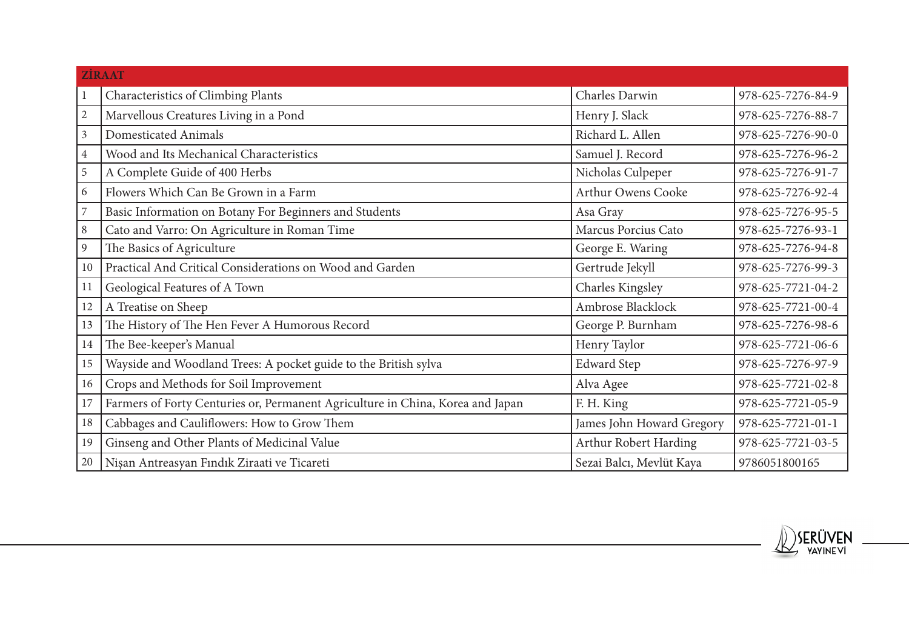| ZİRAAT | | | |
|---|---|---|---|
| 1 | Characteristics of Climbing Plants | Charles Darwin | 978-625-7276-84-9 |
| 2 | Marvellous Creatures Living in a Pond | Henry J. Slack | 978-625-7276-88-7 |
| 3 | Domesticated Animals | Richard L. Allen | 978-625-7276-90-0 |
| 4 | Wood and Its Mechanical Characteristics | Samuel J. Record | 978-625-7276-96-2 |
| 5 | A Complete Guide of 400 Herbs | Nicholas Culpeper | 978-625-7276-91-7 |
| 6 | Flowers Which Can Be Grown in a Farm | Arthur Owens Cooke | 978-625-7276-92-4 |
| 7 | Basic Information on Botany For Beginners and Students | Asa Gray | 978-625-7276-95-5 |
| 8 | Cato and Varro: On Agriculture in Roman Time | Marcus Porcius Cato | 978-625-7276-93-1 |
| 9 | The Basics of Agriculture | George E. Waring | 978-625-7276-94-8 |
| 10 | Practical And Critical Considerations on Wood and Garden | Gertrude Jekyll | 978-625-7276-99-3 |
| 11 | Geological Features of A Town | Charles Kingsley | 978-625-7721-04-2 |
| 12 | A Treatise on Sheep | Ambrose Blacklock | 978-625-7721-00-4 |
| 13 | The History of The Hen Fever A Humorous Record | George P. Burnham | 978-625-7276-98-6 |
| 14 | The Bee-keeper's Manual | Henry Taylor | 978-625-7721-06-6 |
| 15 | Wayside and Woodland Trees: A pocket guide to the British sylva | Edward Step | 978-625-7276-97-9 |
| 16 | Crops and Methods for Soil Improvement | Alva Agee | 978-625-7721-02-8 |
| 17 | Farmers of Forty Centuries or, Permanent Agriculture in China, Korea and Japan | F. H. King | 978-625-7721-05-9 |
| 18 | Cabbages and Cauliflowers: How to Grow Them | James John Howard Gregory | 978-625-7721-01-1 |
| 19 | Ginseng and Other Plants of Medicinal Value | Arthur Robert Harding | 978-625-7721-03-5 |
| 20 | Nişan Antreasyan Fındık Ziraati ve Ticareti | Sezai Balcı, Mevlüt Kaya | 9786051800165 |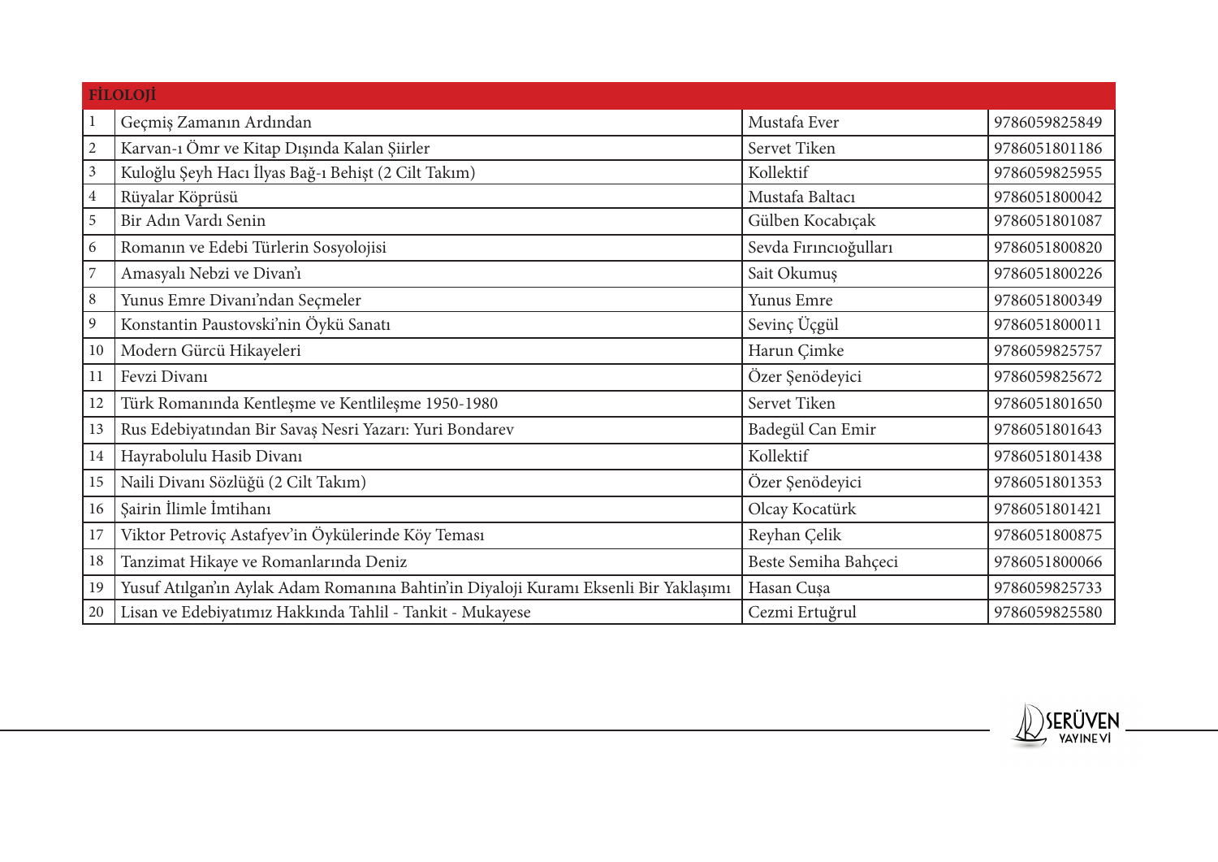| FİLOLOJİ | | | |
|---|---|---|---|
| 1 | Geçmiş Zamanın Ardından | Mustafa Ever | 9786059825849 |
| 2 | Karvan-ı Ömr ve Kitap Dışında Kalan Şiirler | Servet Tiken | 9786051801186 |
| 3 | Kuloğlu Şeyh Hacı İlyas Bağ-ı Behişt (2 Cilt Takım) | Kollektif | 9786059825955 |
| 4 | Rüyalar Köprüsü | Mustafa Baltacı | 9786051800042 |
| 5 | Bir Adın Vardı Senin | Gülben Kocabıçak | 9786051801087 |
| 6 | Romanın ve Edebi Türlerin Sosyolojisi | Sevda Fırıncıoğulları | 9786051800820 |
| 7 | Amasyalı Nebzi ve Divan'ı | Sait Okumuş | 9786051800226 |
| 8 | Yunus Emre Divanı'ndan Seçmeler | Yunus Emre | 9786051800349 |
| 9 | Konstantin Paustovski'nin Öykü Sanatı | Sevinç Üçgül | 9786051800011 |
| 10 | Modern Gürcü Hikayeleri | Harun Çimke | 9786059825757 |
| 11 | Fevzi Divanı | Özer Şenödeyici | 9786059825672 |
| 12 | Türk Romanında Kentleşme ve Kentlileşme 1950-1980 | Servet Tiken | 9786051801650 |
| 13 | Rus Edebiyatından Bir Savaş Nesri Yazarı: Yuri Bondarev | Badegül Can Emir | 9786051801643 |
| 14 | Hayrabolulu Hasib Divanı | Kollektif | 9786051801438 |
| 15 | Naili Divanı Sözlüğü (2 Cilt Takım) | Özer Şenödeyici | 9786051801353 |
| 16 | Şairin İlimle İmtihanı | Olcay Kocatürk | 9786051801421 |
| 17 | Viktor Petroviç Astafyev'in Öykülerinde Köy Teması | Reyhan Çelik | 9786051800875 |
| 18 | Tanzimat Hikaye ve Romanlarında Deniz | Beste Semiha Bahçeci | 9786051800066 |
| 19 | Yusuf Atılgan'ın Aylak Adam Romanına Bahtin'in Diyaloji Kuramı Eksenli Bir Yaklaşımı | Hasan Cuşa | 9786059825733 |
| 20 | Lisan ve Edebiyatımız Hakkında Tahlil - Tankit - Mukayese | Cezmi Ertuğrul | 9786059825580 |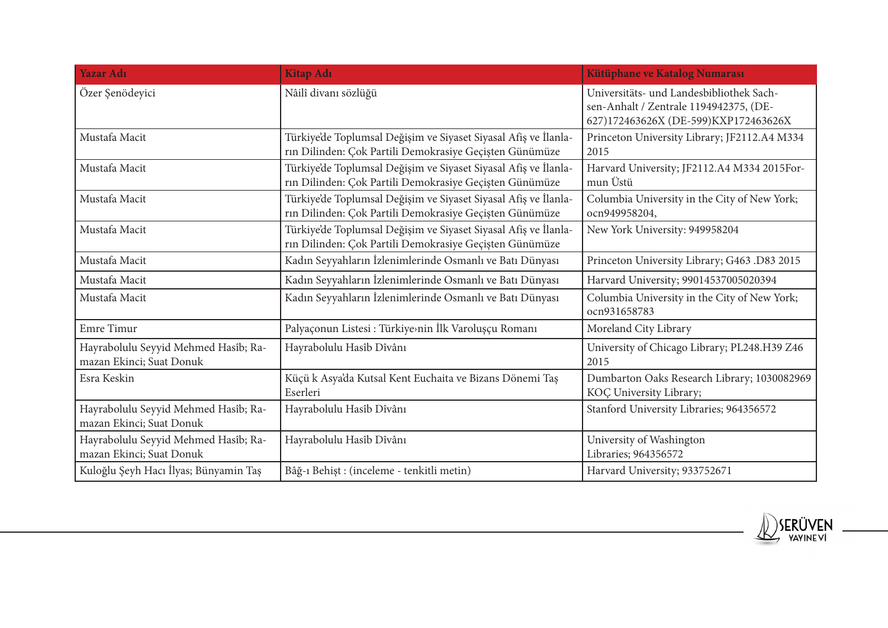| Yazar Adı | Kitap Adı | Kütüphane ve Katalog Numarası |
|---|---|---|
| Özer Şenödeyici | Nâilî divanı sözlüğü | Universitäts- und Landesbibliothek Sachsen-Anhalt / Zentrale 1194942375, (DE-627)172463626X (DE-599)KXP172463626X |
| Mustafa Macit | Türkiye'de Toplumsal Değişim ve Siyaset Siyasal Afiş ve İlanların Dilinden: Çok Partili Demokrasiye Geçişten Günümüze | Princeton University Library; JF2112.A4 M334 2015 |
| Mustafa Macit | Türkiye'de Toplumsal Değişim ve Siyaset Siyasal Afiş ve İlanların Dilinden: Çok Partili Demokrasiye Geçişten Günümüze | Harvard University; JF2112.A4 M334 2015Formun Üstü |
| Mustafa Macit | Türkiye'de Toplumsal Değişim ve Siyaset Siyasal Afiş ve İlanların Dilinden: Çok Partili Demokrasiye Geçişten Günümüze | Columbia University in the City of New York; ocn949958204, |
| Mustafa Macit | Türkiye'de Toplumsal Değişim ve Siyaset Siyasal Afiş ve İlanların Dilinden: Çok Partili Demokrasiye Geçişten Günümüze | New York University: 949958204 |
| Mustafa Macit | Kadın Seyyahların İzlenimlerinde Osmanlı ve Batı Dünyası | Princeton University Library; G463 .D83 2015 |
| Mustafa Macit | Kadın Seyyahların İzlenimlerinde Osmanlı ve Batı Dünyası | Harvard University; 99014537005020394 |
| Mustafa Macit | Kadın Seyyahların İzlenimlerinde Osmanlı ve Batı Dünyası | Columbia University in the City of New York; ocn931658783 |
| Emre Timur | Palyaçonun Listesi : Türkiye›nin İlk Varoluşçu Romanı | Moreland City Library |
| Hayrabolulu Seyyid Mehmed Hasîb; Ramazan Ekinci; Suat Donuk | Hayrabolulu Hasîb Dîvânı | University of Chicago Library; PL248.H39 Z46 2015 |
| Esra Keskin | Küçü k Asya'da Kutsal Kent Euchaita ve Bizans Dönemi Taş Eserleri | Dumbarton Oaks Research Library; 1030082969 KOÇ University Library; |
| Hayrabolulu Seyyid Mehmed Hasîb; Ramazan Ekinci; Suat Donuk | Hayrabolulu Hasîb Dîvânı | Stanford University Libraries; 964356572 |
| Hayrabolulu Seyyid Mehmed Hasîb; Ramazan Ekinci; Suat Donuk | Hayrabolulu Hasîb Dîvânı | University of Washington Libraries; 964356572 |
| Kuloğlu Şeyh Hacı İlyas; Bünyamin Taş | Bâğ-ı Behişt : (inceleme - tenkitli metin) | Harvard University; 933752671 |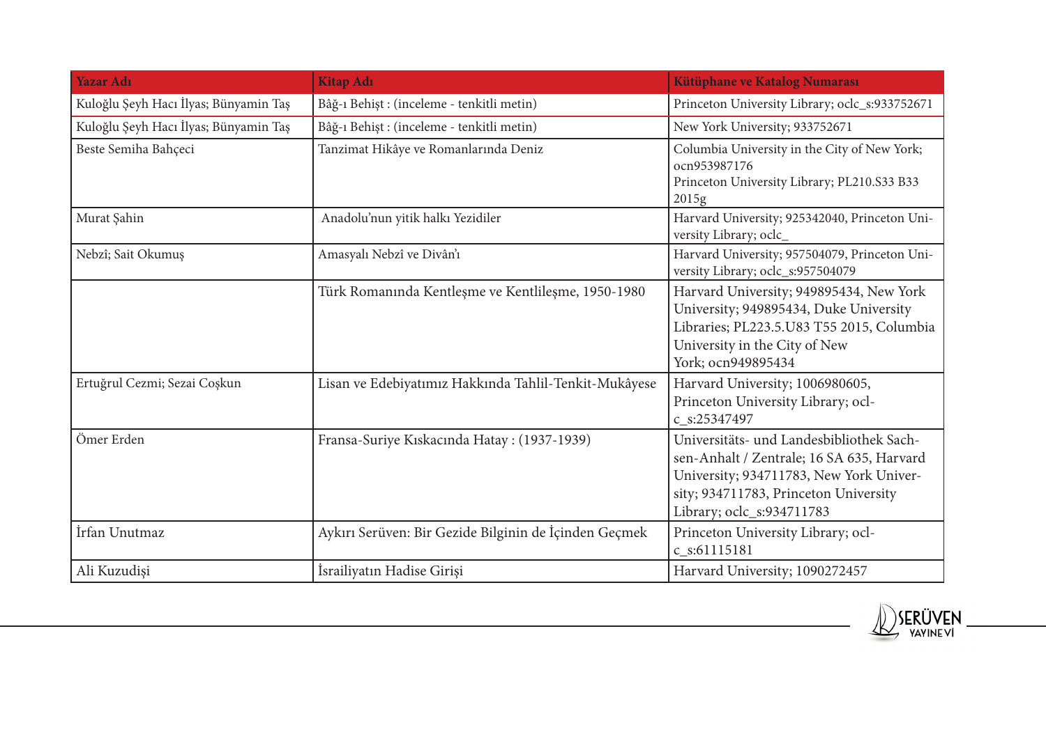| Yazar Adı | Kitap Adı | Kütüphane ve Katalog Numarası |
|---|---|---|
| Kuloğlu Şeyh Hacı İlyas; Bünyamin Taş | Bâğ-ı Behişt : (inceleme - tenkitli metin) | Princeton University Library; oclc_s:933752671 |
| Kuloğlu Şeyh Hacı İlyas; Bünyamin Taş | Bâğ-ı Behişt : (inceleme - tenkitli metin) | New York University; 933752671 |
| Beste Semiha Bahçeci | Tanzimat Hikâye ve Romanlarında Deniz | Columbia University in the City of New York; ocn953987176 Princeton University Library; PL210.S33 B33 2015g |
| Murat Şahin | Anadolu'nun yitik halkı Yezidiler | Harvard University; 925342040, Princeton University Library; oclc_ |
| Nebzî; Sait Okumuş | Amasyalı Nebzî ve Divân'ı | Harvard University; 957504079, Princeton University Library; oclc_s:957504079 |
| | Türk Romanında Kentleşme ve Kentlileşme, 1950-1980 | Harvard University; 949895434, New York University; 949895434, Duke University Libraries; PL223.5.U83 T55 2015, Columbia University in the City of New York; ocn949895434 |
| Ertuğrul Cezmi; Sezai Coşkun | Lisan ve Edebiyatımız Hakkında Tahlil-Tenkit-Mukâyese | Harvard University; 1006980605, Princeton University Library; oclc_s:25347497 |
| Ömer Erden | Fransa-Suriye Kıskacında Hatay : (1937-1939) | Universitäts- und Landesbibliothek Sachsen-Anhalt / Zentrale; 16 SA 635, Harvard University; 934711783, New York University; 934711783, Princeton University Library; oclc_s:934711783 |
| İrfan Unutmaz | Aykırı Serüven: Bir Gezide Bilginin de İçinden Geçmek | Princeton University Library; oclc_s:61115181 |
| Ali Kuzudişi | İsrailiyatın Hadise Girişi | Harvard University; 1090272457 |